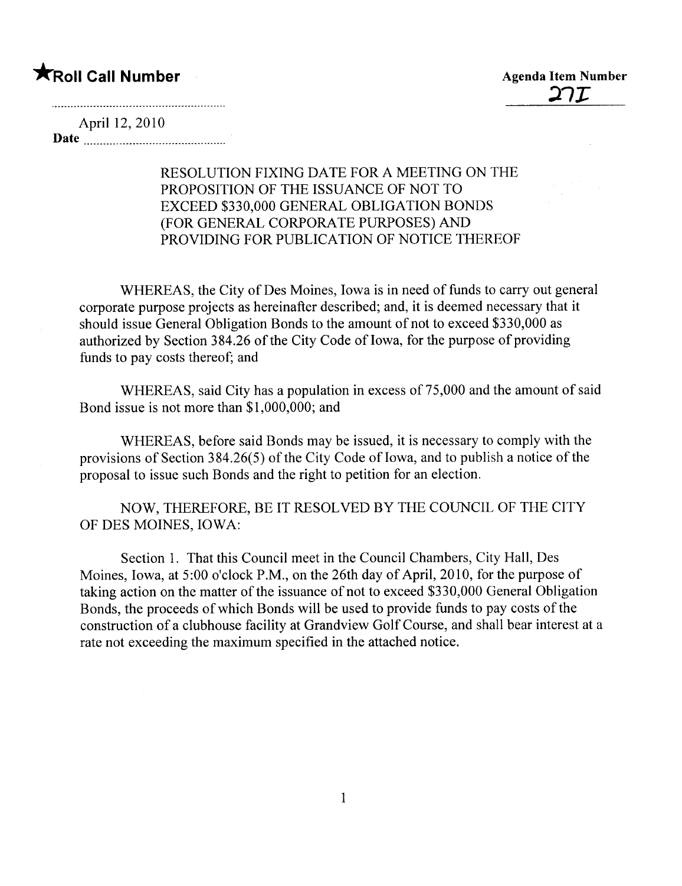★**Roll Call Number**

**Agenda Item Number**
27I

April 12, 2010
**Date**

RESOLUTION FIXING DATE FOR A MEETING ON THE PROPOSITION OF THE ISSUANCE OF NOT TO EXCEED $330,000 GENERAL OBLIGATION BONDS (FOR GENERAL CORPORATE PURPOSES) AND PROVIDING FOR PUBLICATION OF NOTICE THEREOF

WHEREAS, the City of Des Moines, Iowa is in need of funds to carry out general corporate purpose projects as hereinafter described; and, it is deemed necessary that it should issue General Obligation Bonds to the amount of not to exceed $330,000 as authorized by Section 384.26 of the City Code of Iowa, for the purpose of providing funds to pay costs thereof; and

WHEREAS, said City has a population in excess of 75,000 and the amount of said Bond issue is not more than $1,000,000; and

WHEREAS, before said Bonds may be issued, it is necessary to comply with the provisions of Section 384.26(5) of the City Code of Iowa, and to publish a notice of the proposal to issue such Bonds and the right to petition for an election.

NOW, THEREFORE, BE IT RESOLVED BY THE COUNCIL OF THE CITY OF DES MOINES, IOWA:

Section 1. That this Council meet in the Council Chambers, City Hall, Des Moines, Iowa, at 5:00 o'clock P.M., on the 26th day of April, 2010, for the purpose of taking action on the matter of the issuance of not to exceed $330,000 General Obligation Bonds, the proceeds of which Bonds will be used to provide funds to pay costs of the construction of a clubhouse facility at Grandview Golf Course, and shall bear interest at a rate not exceeding the maximum specified in the attached notice.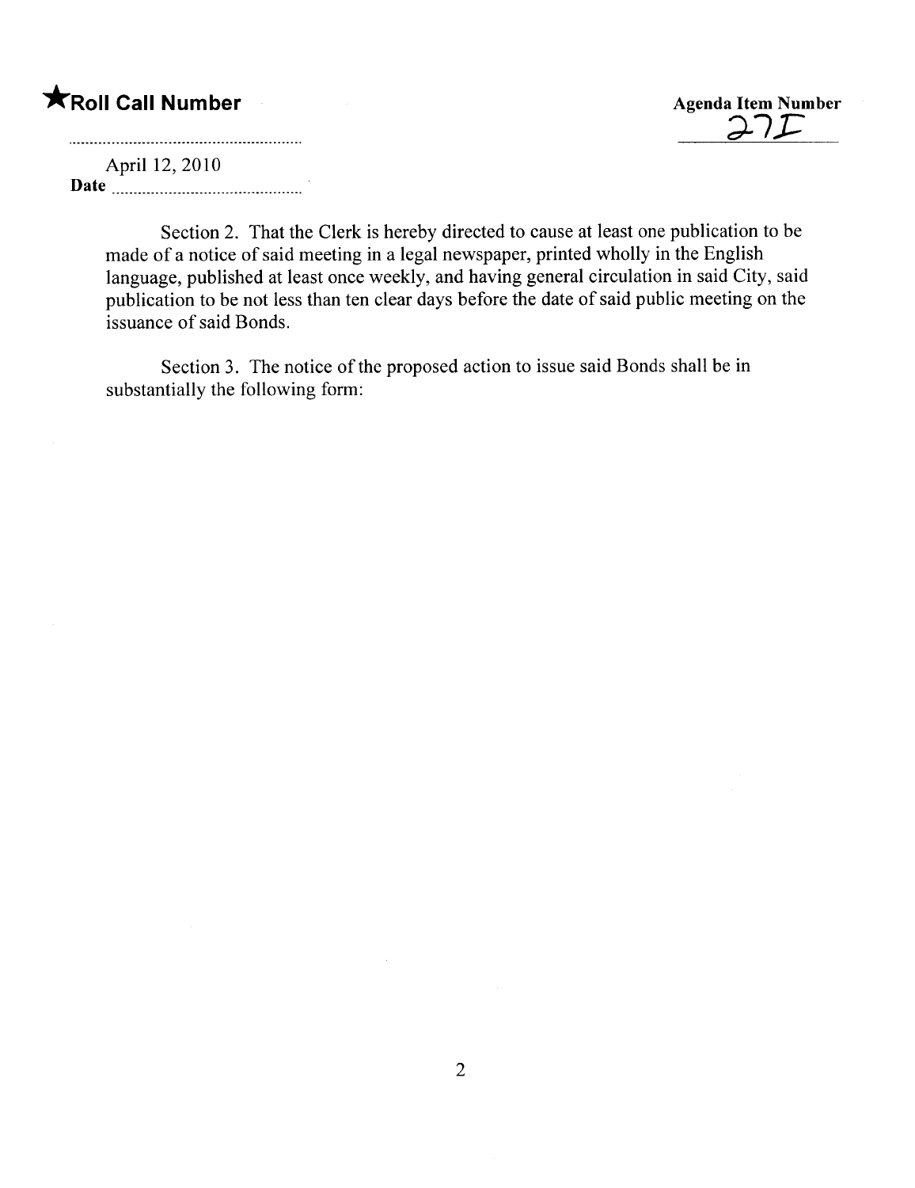**★Roll Call Number**

**Agenda Item Number**
27I

April 12, 2010
**Date** ..........................................

Section 2. That the Clerk is hereby directed to cause at least one publication to be made of a notice of said meeting in a legal newspaper, printed wholly in the English language, published at least once weekly, and having general circulation in said City, said publication to be not less than ten clear days before the date of said public meeting on the issuance of said Bonds.

Section 3. The notice of the proposed action to issue said Bonds shall be in substantially the following form: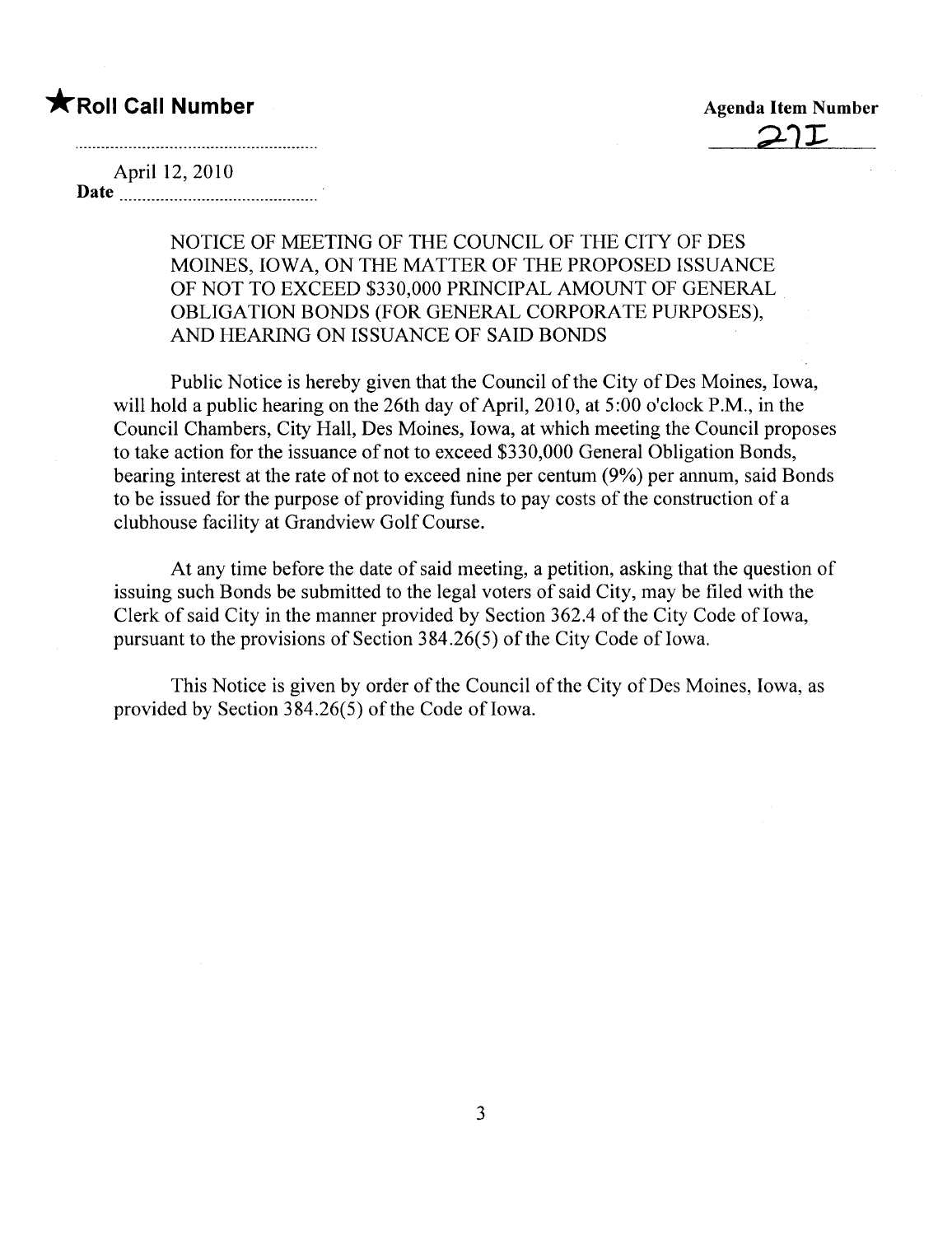**★Roll Call Number**

**Agenda Item Number**

27I

April 12, 2010

**Date** ..............................................

NOTICE OF MEETING OF THE COUNCIL OF THE CITY OF DES MOINES, IOWA, ON THE MATTER OF THE PROPOSED ISSUANCE OF NOT TO EXCEED $330,000 PRINCIPAL AMOUNT OF GENERAL OBLIGATION BONDS (FOR GENERAL CORPORATE PURPOSES), AND HEARING ON ISSUANCE OF SAID BONDS

Public Notice is hereby given that the Council of the City of Des Moines, Iowa, will hold a public hearing on the 26th day of April, 2010, at 5:00 o'clock P.M., in the Council Chambers, City Hall, Des Moines, Iowa, at which meeting the Council proposes to take action for the issuance of not to exceed $330,000 General Obligation Bonds, bearing interest at the rate of not to exceed nine per centum (9%) per annum, said Bonds to be issued for the purpose of providing funds to pay costs of the construction of a clubhouse facility at Grandview Golf Course.

At any time before the date of said meeting, a petition, asking that the question of issuing such Bonds be submitted to the legal voters of said City, may be filed with the Clerk of said City in the manner provided by Section 362.4 of the City Code of Iowa, pursuant to the provisions of Section 384.26(5) of the City Code of Iowa.

This Notice is given by order of the Council of the City of Des Moines, Iowa, as provided by Section 384.26(5) of the Code of Iowa.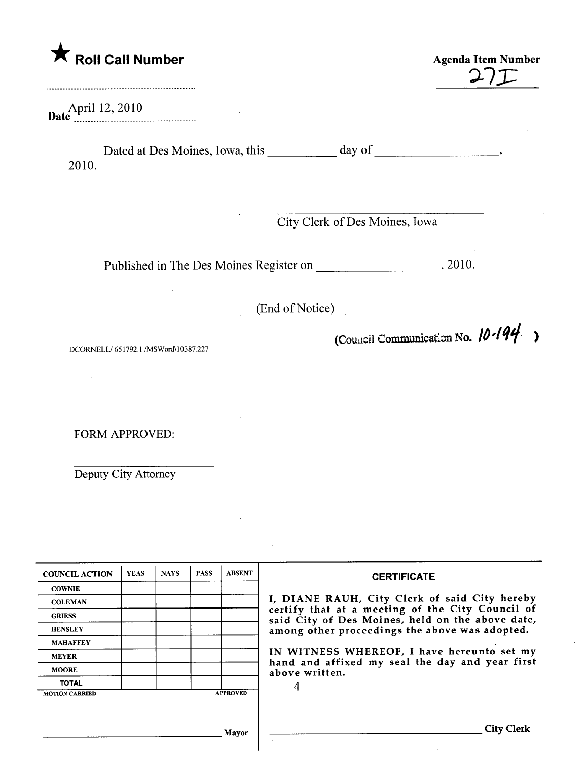★ **Roll Call Number**

**Agenda Item Number**
27I

Date April 12, 2010

Dated at Des Moines, Iowa, this __________ day of __________________, 2010.

______________________________
City Clerk of Des Moines, Iowa

Published in The Des Moines Register on __________________, 2010.

(End of Notice)

(Council Communication No. 10-194 )

DCORNELL/ 651792.1 /MSWord\10387.227

FORM APPROVED:

______________________
Deputy City Attorney

| COUNCIL ACTION | YEAS | NAYS | PASS | ABSENT |
|---|---|---|---|---|
| COWNIE | | | | |
| COLEMAN | | | | |
| GRIESS | | | | |
| HENSLEY | | | | |
| MAHAFFEY | | | | |
| MEYER | | | | |
| MOORE | | | | |
| TOTAL | | | | |

MOTION CARRIED APPROVED

______________________________ Mayor

**CERTIFICATE**

I, DIANE RAUH, City Clerk of said City hereby certify that at a meeting of the City Council of said City of Des Moines, held on the above date, among other proceedings the above was adopted.

IN WITNESS WHEREOF, I have hereunto set my hand and affixed my seal the day and year first above written.

______________________________ City Clerk